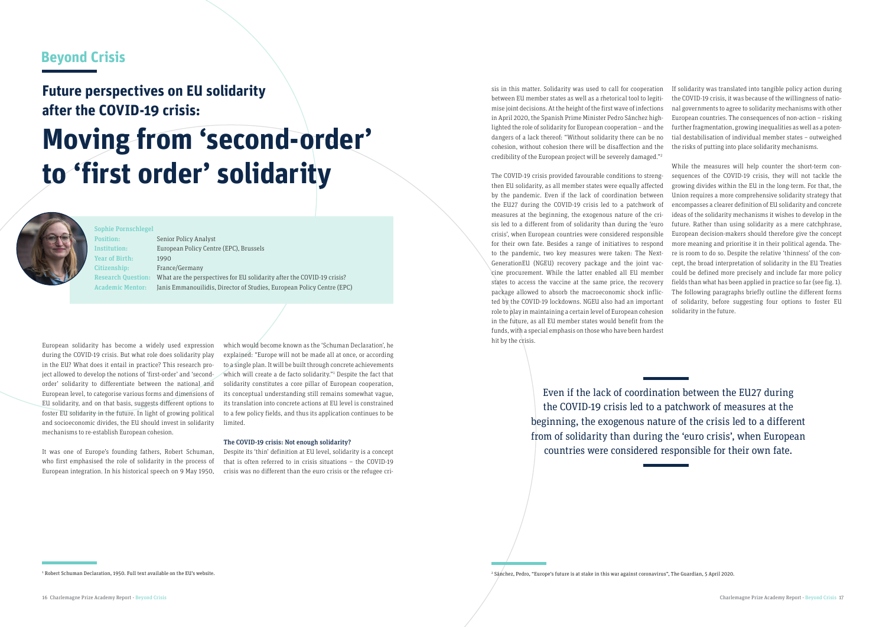## Beyond Crisis

# Future perspectives on EU solidarity after the COVID-19 crisis: Moving from 'second-order' to 'first order' solidarity

**Sophie Pornschlegel**

| | |
|---|---|
| Position: | Senior Policy Analyst |
| Institution: | European Policy Centre (EPC), Brussels |
| Year of Birth: | 1990 |
| Citizenship: | France/Germany |
| Research Question: | What are the perspectives for EU solidarity after the COVID-19 crisis? |
| Academic Mentor: | Janis Emmanouilidis, Director of Studies, European Policy Centre (EPC) |

European solidarity has become a widely used expression during the COVID-19 crisis. But what role does solidarity play in the EU? What does it entail in practice? This research project allowed to develop the notions of 'first-order' and 'second-order' solidarity to differentiate between the national and European level, to categorise various forms and dimensions of EU solidarity, and on that basis, suggests different options to foster EU solidarity in the future. In light of growing political and socioeconomic divides, the EU should invest in solidarity mechanisms to re-establish European cohesion.

It was one of Europe's founding fathers, Robert Schuman, who first emphasised the role of solidarity in the process of European integration. In his historical speech on 9 May 1950, which would become known as the 'Schuman Declaration', he explained: "Europe will not be made all at once, or according to a single plan. It will be built through concrete achievements which will create a de facto solidarity."[1] Despite the fact that solidarity constitutes a core pillar of European cooperation, its conceptual understanding still remains somewhat vague, its translation into concrete actions at EU level is constrained to a few policy fields, and thus its application continues to be limited.

### The COVID-19 crisis: Not enough solidarity?

Despite its 'thin' definition at EU level, solidarity is a concept that is often referred to in crisis situations – the COVID-19 crisis was no different than the euro crisis or the refugee crisis in this matter. Solidarity was used to call for cooperation between EU member states as well as a rhetorical tool to legitimise joint decisions. At the height of the first wave of infections in April 2020, the Spanish Prime Minister Pedro Sánchez highlighted the role of solidarity for European cooperation – and the dangers of a lack thereof: "Without solidarity there can be no cohesion, without cohesion there will be disaffection and the credibility of the European project will be severely damaged."[2]

The COVID-19 crisis provided favourable conditions to strengthen EU solidarity, as all member states were equally affected by the pandemic. Even if the lack of coordination between the EU27 during the COVID-19 crisis led to a patchwork of measures at the beginning, the exogenous nature of the crisis led to a different from of solidarity than during the 'euro crisis', when European countries were considered responsible for their own fate. Besides a range of initiatives to respond to the pandemic, two key measures were taken: The NextGenerationEU (NGEU) recovery package and the joint vaccine procurement. While the latter enabled all EU member states to access the vaccine at the same price, the recovery package allowed to absorb the macroeconomic shock inflicted by the COVID-19 lockdowns. NGEU also had an important role to play in maintaining a certain level of European cohesion in the future, as all EU member states would benefit from the funds, with a special emphasis on those who have been hardest hit by the crisis.

> Even if the lack of coordination between the EU27 during the COVID-19 crisis led to a patchwork of measures at the beginning, the exogenous nature of the crisis led to a different from of solidarity than during the 'euro crisis', when European countries were considered responsible for their own fate.

If solidarity was translated into tangible policy action during the COVID-19 crisis, it was because of the willingness of national governments to agree to solidarity mechanisms with other European countries. The consequences of non-action – risking further fragmentation, growing inequalities as well as a potential destabilisation of individual member states – outweighed the risks of putting into place solidarity mechanisms.

While the measures will help counter the short-term consequences of the COVID-19 crisis, they will not tackle the growing divides within the EU in the long-term. For that, the Union requires a more comprehensive solidarity strategy that encompasses a clearer definition of EU solidarity and concrete ideas of the solidarity mechanisms it wishes to develop in the future. Rather than using solidarity as a mere catchphrase, European decision-makers should therefore give the concept more meaning and prioritise it in their political agenda. There is room to do so. Despite the relative 'thinness' of the concept, the broad interpretation of solidarity in the EU Treaties could be defined more precisely and include far more policy fields than what has been applied in practice so far (see fig. 1). The following paragraphs briefly outline the different forms of solidarity, before suggesting four options to foster EU solidarity in the future.

[1] Robert Schuman Declaration, 1950. Full text available on the EU's website.

[2] Sánchez, Pedro, "Europe's future is at stake in this war against coronavirus", The Guardian, 5 April 2020.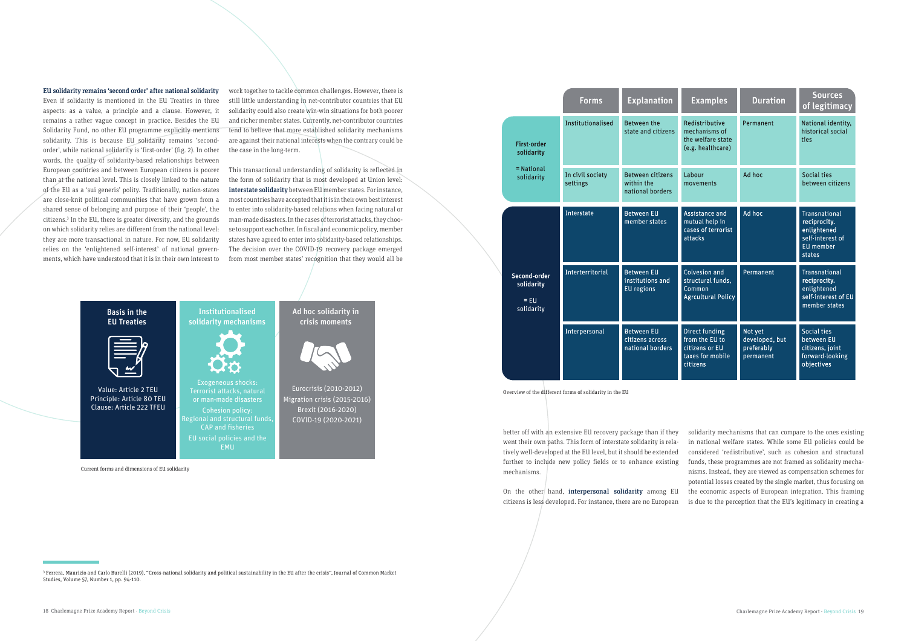**EU solidarity remains 'second order' after national solidarity**

Even if solidarity is mentioned in the EU Treaties in three aspects: as a value, a principle and a clause. However, it remains a rather vague concept in practice. Besides the EU Solidarity Fund, no other EU programme explicitly mentions solidarity. This is because EU solidarity remains 'second-order', while national solidarity is 'first-order' (fig. 2). In other words, the quality of solidarity-based relationships between European countries and between European citizens is poorer than at the national level. This is closely linked to the nature of the EU as a 'sui generis' polity. Traditionally, nation-states are close-knit political communities that have grown from a shared sense of belonging and purpose of their 'people', the citizens.[5] In the EU, there is greater diversity, and the grounds on which solidarity relies are different from the national level: they are more transactional in nature. For now, EU solidarity relies on the 'enlightened self-interest' of national governments, which have understood that it is in their own interest to work together to tackle common challenges. However, there is still little understanding in net-contributor countries that EU solidarity could also create win-win situations for both poorer and richer member states. Currently, net-contributor countries tend to believe that more established solidarity mechanisms are against their national interests when the contrary could be the case in the long-term.

This transactional understanding of solidarity is reflected in the form of solidarity that is most developed at Union level: **interstate solidarity** between EU member states. For instance, most countries have accepted that it is in their own best interest to enter into solidarity-based relations when facing natural or man-made disasters. In the cases of terrorist attacks, they choose to support each other. In fiscal and economic policy, member states have agreed to enter into solidarity-based relationships. The decision over the COVID-19 recovery package emerged from most member states' recognition that they would all be better off with an extensive EU recovery package than if they went their own paths. This form of interstate solidarity is relatively well-developed at the EU level, but it should be extended further to include new policy fields or to enhance existing mechanisms.

| Basis in the EU Treaties | Institutionalised solidarity mechanisms | Ad hoc solidarity in crisis moments |
|---|---|---|
| Value: Article 2 TEU<br>Principle: Article 80 TEU<br>Clause: Article 222 TFEU | Exogeneous shocks: Terrorist attacks, natural or man-made disasters<br>Cohesion policy: Regional and structural funds, CAP and fisheries<br>EU social policies and the EMU | Eurocrisis (2010-2012)<br>Migration crisis (2015-2016)<br>Brexit (2016-2020)<br>COVID-19 (2020-2021) |

Current forms and dimensions of EU solidarity

| | Forms | Explanation | Examples | Duration | Sources of legitimacy |
|---|---|---|---|---|---|
| First-order solidarity = National solidarity | Institutionalised | Between the state and citizens | Redistributive mechanisms of the welfare state (e.g. healthcare) | Permanent | National identity, historical social ties |
| | In civil society settings | Between citizens within the national borders | Labour movements | Ad hoc | Social ties between citizens |
| Second-order solidarity = EU solidarity | Interstate | Between EU member states | Assistance and mutual help in cases of terrorist attacks | Ad hoc | Transnational reciprocity. enlightened self-interest of EU member states |
| | Interterritorial | Between EU institutions and EU regions | Colvesion and structural funds, Common Agrcultural Policy | Permanent | Transnational reciprocity. enlightened self-interest of EU member states |
| | Interpersonal | Between EU citizens across national borders | Direct funding from the EU to citizens or EU taxes for mobile citizens | Not yet developed, but preferably permanent | Social ties between EU citizens, joint forward-looking objectives |

Overview of the different forms of solidarity in the EU

On the other hand, **interpersonal solidarity** among EU citizens is less developed. For instance, there are no European solidarity mechanisms that can compare to the ones existing in national welfare states. While some EU policies could be considered 'redistributive', such as cohesion and structural funds, these programmes are not framed as solidarity mechanisms. Instead, they are viewed as compensation schemes for potential losses created by the single market, thus focusing on the economic aspects of European integration. This framing is due to the perception that the EU's legitimacy in creating a

[5] Ferrera, Maurizio and Carlo Burelli (2019), "Cross-national solidarity and political sustainability in the EU after the crisis", Journal of Common Market Studies, Volume 57, Number 1, pp. 94-110.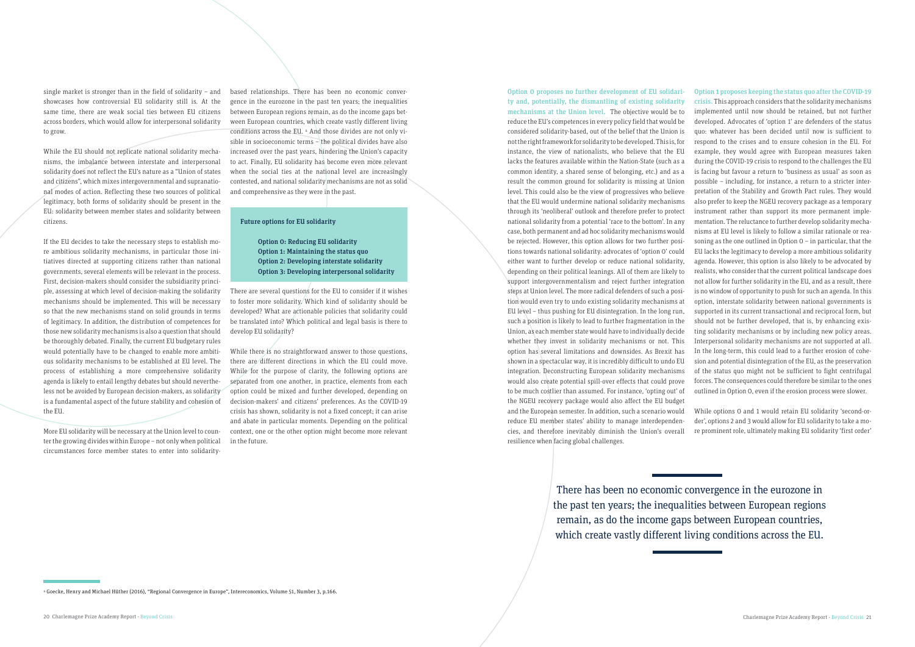single market is stronger than in the field of solidarity – and showcases how controversial EU solidarity still is. At the same time, there are weak social ties between EU citizens across borders, which would allow for interpersonal solidarity to grow.

While the EU should not replicate national solidarity mechanisms, the imbalance between interstate and interpersonal solidarity does not reflect the EU's nature as a "Union of states and citizens", which mixes intergovernmental and supranational modes of action. Reflecting these two sources of political legitimacy, both forms of solidarity should be present in the EU: solidarity between member states and solidarity between citizens.

If the EU decides to take the necessary steps to establish more ambitious solidarity mechanisms, in particular those initiatives directed at supporting citizens rather than national governments, several elements will be relevant in the process. First, decision-makers should consider the subsidiarity principle, assessing at which level of decision-making the solidarity mechanisms should be implemented. This will be necessary so that the new mechanisms stand on solid grounds in terms of legitimacy. In addition, the distribution of competences for those new solidarity mechanisms is also a question that should be thoroughly debated. Finally, the current EU budgetary rules would potentially have to be changed to enable more ambitious solidarity mechanisms to be established at EU level. The process of establishing a more comprehensive solidarity agenda is likely to entail lengthy debates but should nevertheless not be avoided by European decision-makers, as solidarity is a fundamental aspect of the future stability and cohesion of the EU.

More EU solidarity will be necessary at the Union level to counter the growing divides within Europe – not only when political circumstances force member states to enter into solidarity-based relationships. There has been no economic convergence in the eurozone in the past ten years; the inequalities between European regions remain, as do the income gaps between European countries, which create vastly different living conditions across the EU.[8] And those divides are not only visible in socioeconomic terms – the political divides have also increased over the past years, hindering the Union's capacity to act. Finally, EU solidarity has become even more relevant when the social ties at the national level are increasingly contested, and national solidarity mechanisms are not as solid and comprehensive as they were in the past.

**Future options for EU solidarity**

- **Option 0: Reducing EU solidarity**
- **Option 1: Maintaining the status quo**
- **Option 2: Developing interstate solidarity**
- **Option 3: Developing interpersonal solidarity**

There are several questions for the EU to consider if it wishes to foster more solidarity. Which kind of solidarity should be developed? What are actionable policies that solidarity could be translated into? Which political and legal basis is there to develop EU solidarity?

While there is no straightforward answer to those questions, there are different directions in which the EU could move. While for the purpose of clarity, the following options are separated from one another, in practice, elements from each option could be mixed and further developed, depending on decision-makers' and citizens' preferences. As the COVID-19 crisis has shown, solidarity is not a fixed concept; it can arise and abate in particular moments. Depending on the political context, one or the other option might become more relevant in the future.

**Option 0 proposes no further development of EU solidarity and, potentially, the dismantling of existing solidarity mechanisms at the Union level.** The objective would be to reduce the EU's competences in every policy field that would be considered solidarity-based, out of the belief that the Union is not the right framework for solidarity to be developed. This is, for instance, the view of nationalists, who believe that the EU lacks the features available within the Nation-State (such as a common identity, a shared sense of belonging, etc.) and as a result the common ground for solidarity is missing at Union level. This could also be the view of progressives who believe that the EU would undermine national solidarity mechanisms through its 'neoliberal' outlook and therefore prefer to protect national solidarity from a potential 'race to the bottom'. In any case, both permanent and ad hoc solidarity mechanisms would be rejected. However, this option allows for two further positions towards national solidarity: advocates of 'option 0' could either want to further develop or reduce national solidarity, depending on their political leanings. All of them are likely to support intergovernmentalism and reject further integration steps at Union level. The more radical defenders of such a position would even try to undo existing solidarity mechanisms at EU level – thus pushing for EU disintegration. In the long run, such a position is likely to lead to further fragmentation in the Union, as each member state would have to individually decide whether they invest in solidarity mechanisms or not. This option has several limitations and downsides. As Brexit has shown in a spectacular way, it is incredibly difficult to undo EU integration. Deconstructing European solidarity mechanisms would also create potential spill-over effects that could prove to be much costlier than assumed. For instance, 'opting out' of the NGEU recovery package would also affect the EU budget and the European semester. In addition, such a scenario would reduce EU member states' ability to manage interdependencies, and therefore inevitably diminish the Union's overall resilience when facing global challenges.

**Option 1 proposes keeping the status quo after the COVID-19 crisis.** This approach considers that the solidarity mechanisms implemented until now should be retained, but not further developed. Advocates of 'option 1' are defenders of the status quo: whatever has been decided until now is sufficient to respond to the crises and to ensure cohesion in the EU. For example, they would agree with European measures taken during the COVID-19 crisis to respond to the challenges the EU is facing but favour a return to 'business as usual' as soon as possible – including, for instance, a return to a stricter interpretation of the Stability and Growth Pact rules. They would also prefer to keep the NGEU recovery package as a temporary instrument rather than support its more permanent implementation. The reluctance to further develop solidarity mechanisms at EU level is likely to follow a similar rationale or reasoning as the one outlined in Option 0 – in particular, that the EU lacks the legitimacy to develop a more ambitious solidarity agenda. However, this option is also likely to be advocated by realists, who consider that the current political landscape does not allow for further solidarity in the EU, and as a result, there is no window of opportunity to push for such an agenda. In this option, interstate solidarity between national governments is supported in its current transactional and reciprocal form, but should not be further developed, that is, by enhancing existing solidarity mechanisms or by including new policy areas. Interpersonal solidarity mechanisms are not supported at all. In the long-term, this could lead to a further erosion of cohesion and potential disintegration of the EU, as the preservation of the status quo might not be sufficient to fight centrifugal forces. The consequences could therefore be similar to the ones outlined in Option 0, even if the erosion process were slower.

While options 0 and 1 would retain EU solidarity 'second-order', options 2 and 3 would allow for EU solidarity to take a more prominent role, ultimately making EU solidarity 'first order'

> There has been no economic convergence in the eurozone in the past ten years; the inequalities between European regions remain, as do the income gaps between European countries, which create vastly different living conditions across the EU.

[8] Goecke, Henry and Michael Hüther (2016), "Regional Convergence in Europe", Intereconomics, Volume 51, Number 3, p.166.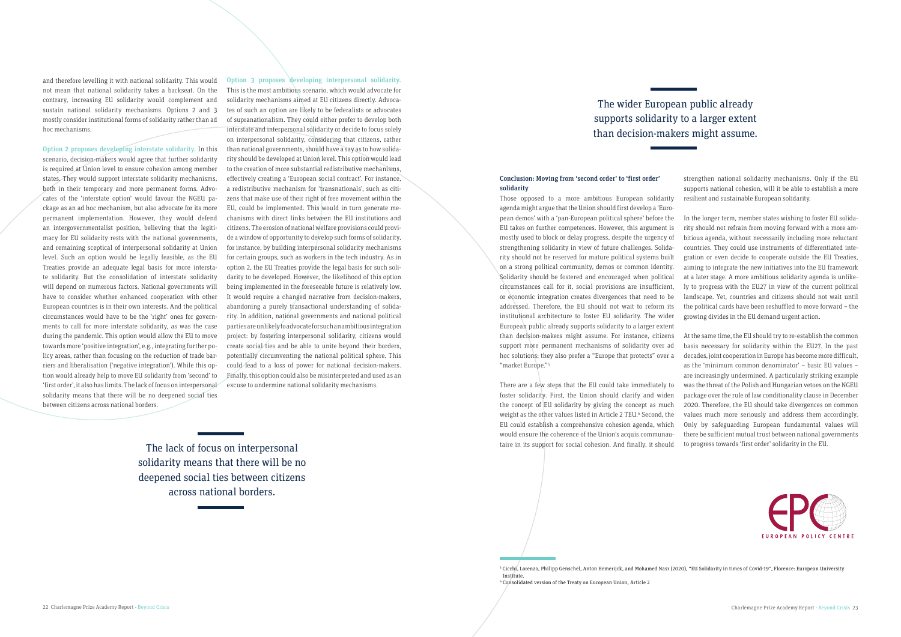and therefore levelling it with national solidarity. This would not mean that national solidarity takes a backseat. On the contrary, increasing EU solidarity would complement and sustain national solidarity mechanisms. Options 2 and 3 mostly consider institutional forms of solidarity rather than ad hoc mechanisms.

**Option 2 proposes developing interstate solidarity.** In this scenario, decision-makers would agree that further solidarity is required at Union level to ensure cohesion among member states. They would support interstate solidarity mechanisms, both in their temporary and more permanent forms. Advocates of the 'interstate option' would favour the NGEU package as an ad hoc mechanism, but also advocate for its more permanent implementation. However, they would defend an intergovernmentalist position, believing that the legitimacy for EU solidarity rests with the national governments, and remaining sceptical of interpersonal solidarity at Union level. Such an option would be legally feasible, as the EU Treaties provide an adequate legal basis for more interstate solidarity. But the consolidation of interstate solidarity will depend on numerous factors. National governments will have to consider whether enhanced cooperation with other European countries is in their own interests. And the political circumstances would have to be the 'right' ones for governments to call for more interstate solidarity, as was the case during the pandemic. This option would allow the EU to move towards more 'positive integration', e.g., integrating further policy areas, rather than focusing on the reduction of trade barriers and liberalisation ('negative integration'). While this option would already help to move EU solidarity from 'second' to 'first order', it also has limits. The lack of focus on interpersonal solidarity means that there will be no deepened social ties between citizens across national borders.

**Option 3 proposes developing interpersonal solidarity.** This is the most ambitious scenario, which would advocate for solidarity mechanisms aimed at EU citizens directly. Advocates of such an option are likely to be federalists or advocates of supranationalism. They could either prefer to develop both interstate and interpersonal solidarity or decide to focus solely on interpersonal solidarity, considering that citizens, rather than national governments, should have a say as to how solidarity should be developed at Union level. This option would lead to the creation of more substantial redistributive mechanisms, effectively creating a 'European social contract'. For instance, a redistributive mechanism for 'transnationals', such as citizens that make use of their right of free movement within the EU, could be implemented. This would in turn generate mechanisms with direct links between the EU institutions and citizens. The erosion of national welfare provisions could provide a window of opportunity to develop such forms of solidarity, for instance, by building interpersonal solidarity mechanisms for certain groups, such as workers in the tech industry. As in option 2, the EU Treaties provide the legal basis for such solidarity to be developed. However, the likelihood of this option being implemented in the foreseeable future is relatively low. It would require a changed narrative from decision-makers, abandoning a purely transactional understanding of solidarity. In addition, national governments and national political parties are unlikely to advocate for such an ambitious integration project: by fostering interpersonal solidarity, citizens would create social ties and be able to unite beyond their borders, potentially circumventing the national political sphere. This could lead to a loss of power for national decision-makers. Finally, this option could also be misinterpreted and used as an excuse to undermine national solidarity mechanisms.

> The lack of focus on interpersonal solidarity means that there will be no deepened social ties between citizens across national borders.

> The wider European public already supports solidarity to a larger extent than decision-makers might assume.

### Conclusion: Moving from 'second order' to 'first order' solidarity

Those opposed to a more ambitious European solidarity agenda might argue that the Union should first develop a 'European demos' with a 'pan-European political sphere' before the EU takes on further competences. However, this argument is mostly used to block or delay progress, despite the urgency of strengthening solidarity in view of future challenges. Solidarity should not be reserved for mature political systems built on a strong political community, demos or common identity. Solidarity should be fostered and encouraged when political circumstances call for it, social provisions are insufficient, or economic integration creates divergences that need to be addressed. Therefore, the EU should not wait to reform its institutional architecture to foster EU solidarity. The wider European public already supports solidarity to a larger extent than decision-makers might assume. For instance, citizens support more permanent mechanisms of solidarity over ad hoc solutions; they also prefer a "Europe that protects" over a "market Europe."[5]

There are a few steps that the EU could take immediately to foster solidarity. First, the Union should clarify and widen the concept of EU solidarity by giving the concept as much weight as the other values listed in Article 2 TEU.[6] Second, the EU could establish a comprehensive cohesion agenda, which would ensure the coherence of the Union's acquis communautaire in its support for social cohesion. And finally, it should strengthen national solidarity mechanisms. Only if the EU supports national cohesion, will it be able to establish a more resilient and sustainable European solidarity.

In the longer term, member states wishing to foster EU solidarity should not refrain from moving forward with a more ambitious agenda, without necessarily including more reluctant countries. They could use instruments of differentiated integration or even decide to cooperate outside the EU Treaties, aiming to integrate the new initiatives into the EU framework at a later stage. A more ambitious solidarity agenda is unlikely to progress with the EU27 in view of the current political landscape. Yet, countries and citizens should not wait until the political cards have been reshuffled to move forward – the growing divides in the EU demand urgent action.

At the same time, the EU should try to re-establish the common basis necessary for solidarity within the EU27. In the past decades, joint cooperation in Europe has become more difficult, as the 'minimum common denominator' – basic EU values – are increasingly undermined. A particularly striking example was the threat of the Polish and Hungarian vetoes on the NGEU package over the rule of law conditionality clause in December 2020. Therefore, the EU should take divergences on common values much more seriously and address them accordingly. Only by safeguarding European fundamental values will there be sufficient mutual trust between national governments to progress towards 'first order' solidarity in the EU.

[5] Cicchi, Lorenzo, Philipp Genschel, Anton Hemerijck, and Mohamed Nasr (2020), "EU Solidarity in times of Covid-19", Florence: European University Institute.

[6] Consolidated version of the Treaty on European Union, Article 2